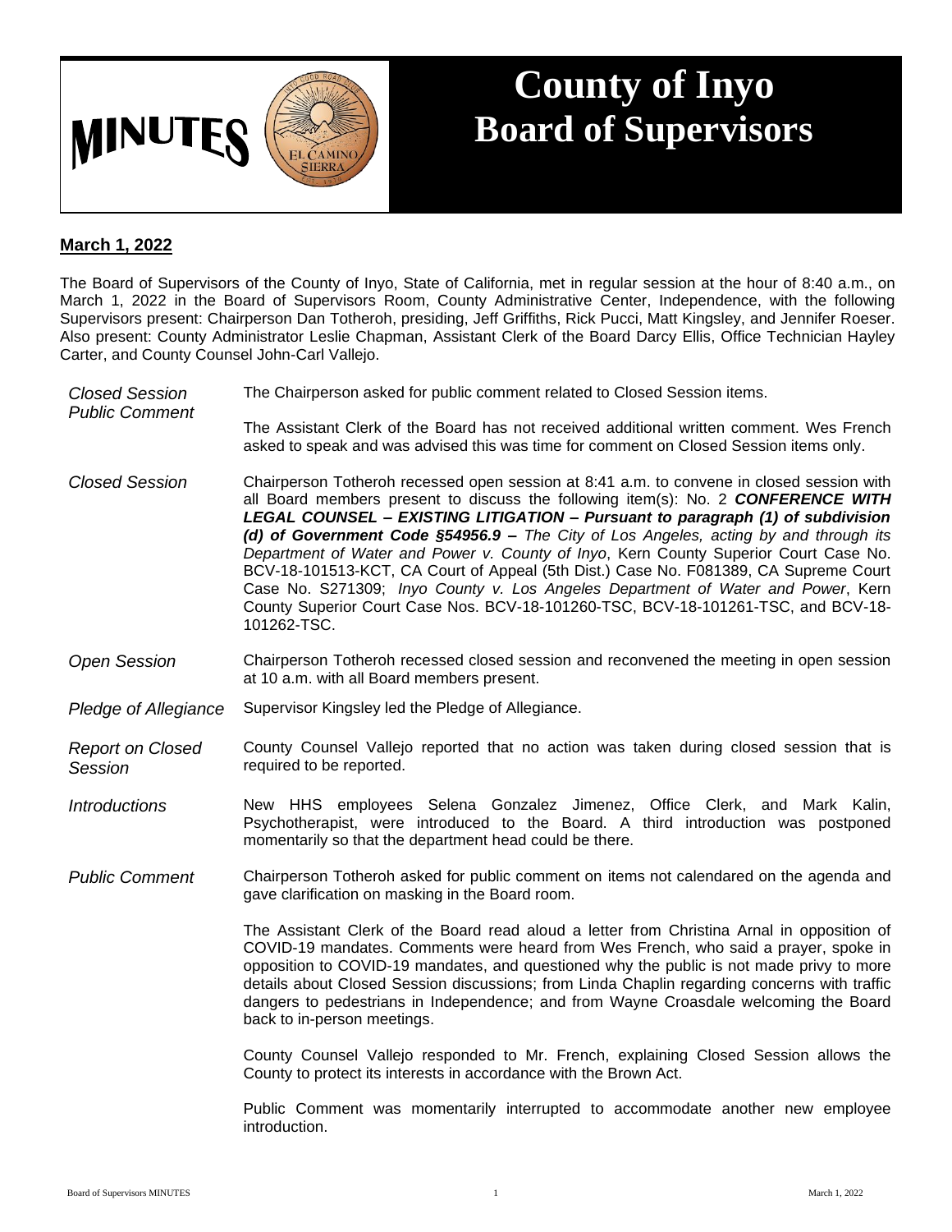# MINUTES

# County of Inyo Board of Supervisors

**March 1, 2022**

The Board of Supervisors of the County of Inyo, State of California, met in regular session at the hour of 8:40 a.m., on March 1, 2022 in the Board of Supervisors Room, County Administrative Center, Independence, with the following Supervisors present: Chairperson Dan Totheroh, presiding, Jeff Griffiths, Rick Pucci, Matt Kingsley, and Jennifer Roeser. Also present: County Administrator Leslie Chapman, Assistant Clerk of the Board Darcy Ellis, Office Technician Hayley Carter, and County Counsel John-Carl Vallejo.

*Closed Session Public Comment*

The Chairperson asked for public comment related to Closed Session items.

The Assistant Clerk of the Board has not received additional written comment. Wes French asked to speak and was advised this was time for comment on Closed Session items only.

*Closed Session*

Chairperson Totheroh recessed open session at 8:41 a.m. to convene in closed session with all Board members present to discuss the following item(s): No. 2 ***CONFERENCE WITH LEGAL COUNSEL – EXISTING LITIGATION – Pursuant to paragraph (1) of subdivision (d) of Government Code §54956.9 –*** *The City of Los Angeles, acting by and through its Department of Water and Power v. County of Inyo*, Kern County Superior Court Case No. BCV-18-101513-KCT, CA Court of Appeal (5th Dist.) Case No. F081389, CA Supreme Court Case No. S271309; *Inyo County v. Los Angeles Department of Water and Power*, Kern County Superior Court Case Nos. BCV-18-101260-TSC, BCV-18-101261-TSC, and BCV-18-101262-TSC.

*Open Session*

Chairperson Totheroh recessed closed session and reconvened the meeting in open session at 10 a.m. with all Board members present.

*Pledge of Allegiance*

Supervisor Kingsley led the Pledge of Allegiance.

*Report on Closed Session*

County Counsel Vallejo reported that no action was taken during closed session that is required to be reported.

*Introductions*

New HHS employees Selena Gonzalez Jimenez, Office Clerk, and Mark Kalin, Psychotherapist, were introduced to the Board. A third introduction was postponed momentarily so that the department head could be there.

*Public Comment*

Chairperson Totheroh asked for public comment on items not calendared on the agenda and gave clarification on masking in the Board room.

The Assistant Clerk of the Board read aloud a letter from Christina Arnal in opposition of COVID-19 mandates. Comments were heard from Wes French, who said a prayer, spoke in opposition to COVID-19 mandates, and questioned why the public is not made privy to more details about Closed Session discussions; from Linda Chaplin regarding concerns with traffic dangers to pedestrians in Independence; and from Wayne Croasdale welcoming the Board back to in-person meetings.

County Counsel Vallejo responded to Mr. French, explaining Closed Session allows the County to protect its interests in accordance with the Brown Act.

Public Comment was momentarily interrupted to accommodate another new employee introduction.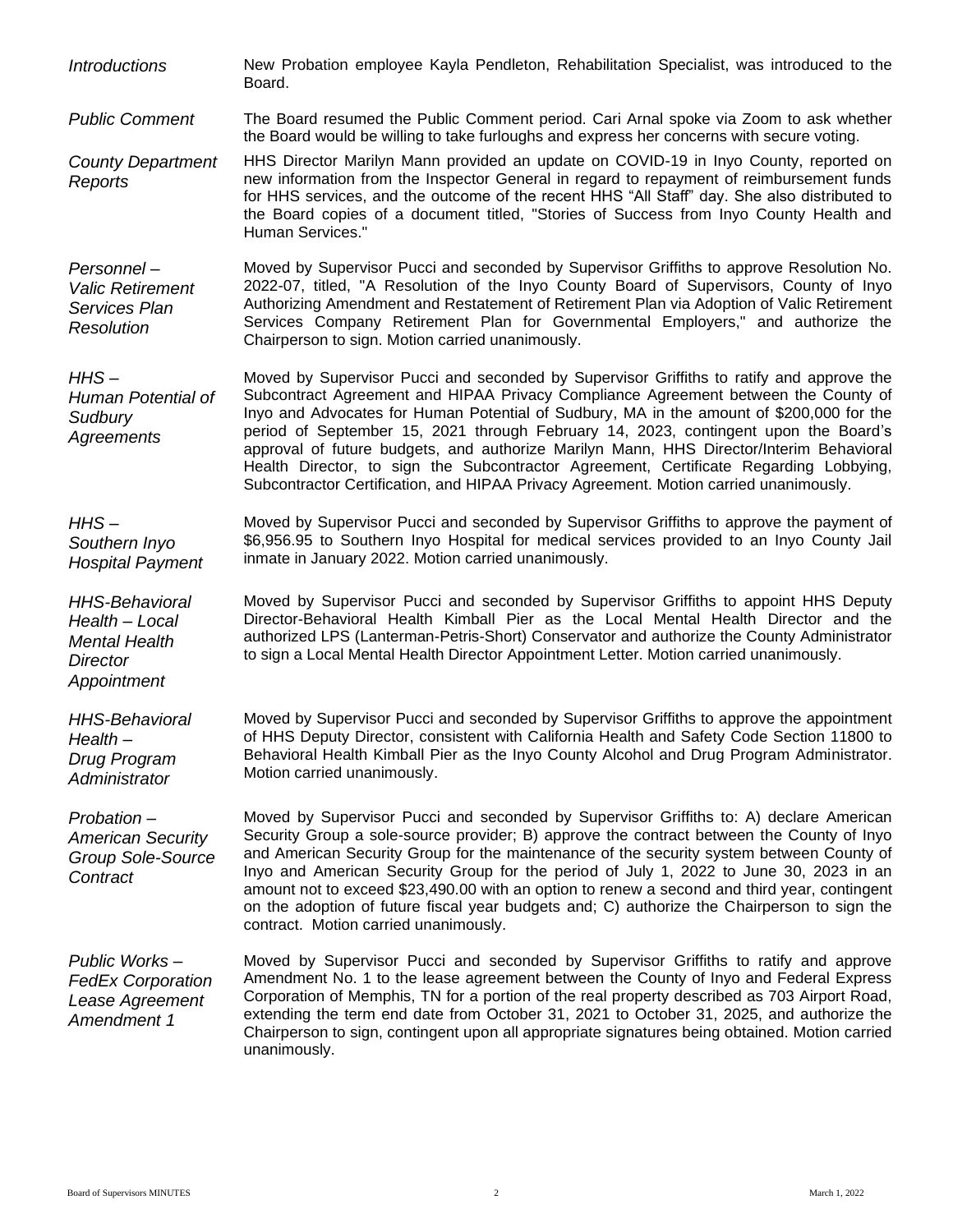*Introductions* New Probation employee Kayla Pendleton, Rehabilitation Specialist, was introduced to the Board.

*Public Comment* The Board resumed the Public Comment period. Cari Arnal spoke via Zoom to ask whether the Board would be willing to take furloughs and express her concerns with secure voting.

*County Department Reports* HHS Director Marilyn Mann provided an update on COVID-19 in Inyo County, reported on new information from the Inspector General in regard to repayment of reimbursement funds for HHS services, and the outcome of the recent HHS "All Staff" day. She also distributed to the Board copies of a document titled, "Stories of Success from Inyo County Health and Human Services."

*Personnel – Valic Retirement Services Plan Resolution* Moved by Supervisor Pucci and seconded by Supervisor Griffiths to approve Resolution No. 2022-07, titled, "A Resolution of the Inyo County Board of Supervisors, County of Inyo Authorizing Amendment and Restatement of Retirement Plan via Adoption of Valic Retirement Services Company Retirement Plan for Governmental Employers," and authorize the Chairperson to sign. Motion carried unanimously.

*HHS – Human Potential of Sudbury Agreements* Moved by Supervisor Pucci and seconded by Supervisor Griffiths to ratify and approve the Subcontract Agreement and HIPAA Privacy Compliance Agreement between the County of Inyo and Advocates for Human Potential of Sudbury, MA in the amount of $200,000 for the period of September 15, 2021 through February 14, 2023, contingent upon the Board's approval of future budgets, and authorize Marilyn Mann, HHS Director/Interim Behavioral Health Director, to sign the Subcontractor Agreement, Certificate Regarding Lobbying, Subcontractor Certification, and HIPAA Privacy Agreement. Motion carried unanimously.

*HHS – Southern Inyo Hospital Payment* Moved by Supervisor Pucci and seconded by Supervisor Griffiths to approve the payment of $6,956.95 to Southern Inyo Hospital for medical services provided to an Inyo County Jail inmate in January 2022. Motion carried unanimously.

*HHS-Behavioral Health – Local Mental Health Director Appointment* Moved by Supervisor Pucci and seconded by Supervisor Griffiths to appoint HHS Deputy Director-Behavioral Health Kimball Pier as the Local Mental Health Director and the authorized LPS (Lanterman-Petris-Short) Conservator and authorize the County Administrator to sign a Local Mental Health Director Appointment Letter. Motion carried unanimously.

*HHS-Behavioral Health – Drug Program Administrator* Moved by Supervisor Pucci and seconded by Supervisor Griffiths to approve the appointment of HHS Deputy Director, consistent with California Health and Safety Code Section 11800 to Behavioral Health Kimball Pier as the Inyo County Alcohol and Drug Program Administrator. Motion carried unanimously.

*Probation – American Security Group Sole-Source Contract* Moved by Supervisor Pucci and seconded by Supervisor Griffiths to: A) declare American Security Group a sole-source provider; B) approve the contract between the County of Inyo and American Security Group for the maintenance of the security system between County of Inyo and American Security Group for the period of July 1, 2022 to June 30, 2023 in an amount not to exceed $23,490.00 with an option to renew a second and third year, contingent on the adoption of future fiscal year budgets and; C) authorize the Chairperson to sign the contract. Motion carried unanimously.

*Public Works – FedEx Corporation Lease Agreement Amendment 1* Moved by Supervisor Pucci and seconded by Supervisor Griffiths to ratify and approve Amendment No. 1 to the lease agreement between the County of Inyo and Federal Express Corporation of Memphis, TN for a portion of the real property described as 703 Airport Road, extending the term end date from October 31, 2021 to October 31, 2025, and authorize the Chairperson to sign, contingent upon all appropriate signatures being obtained. Motion carried unanimously.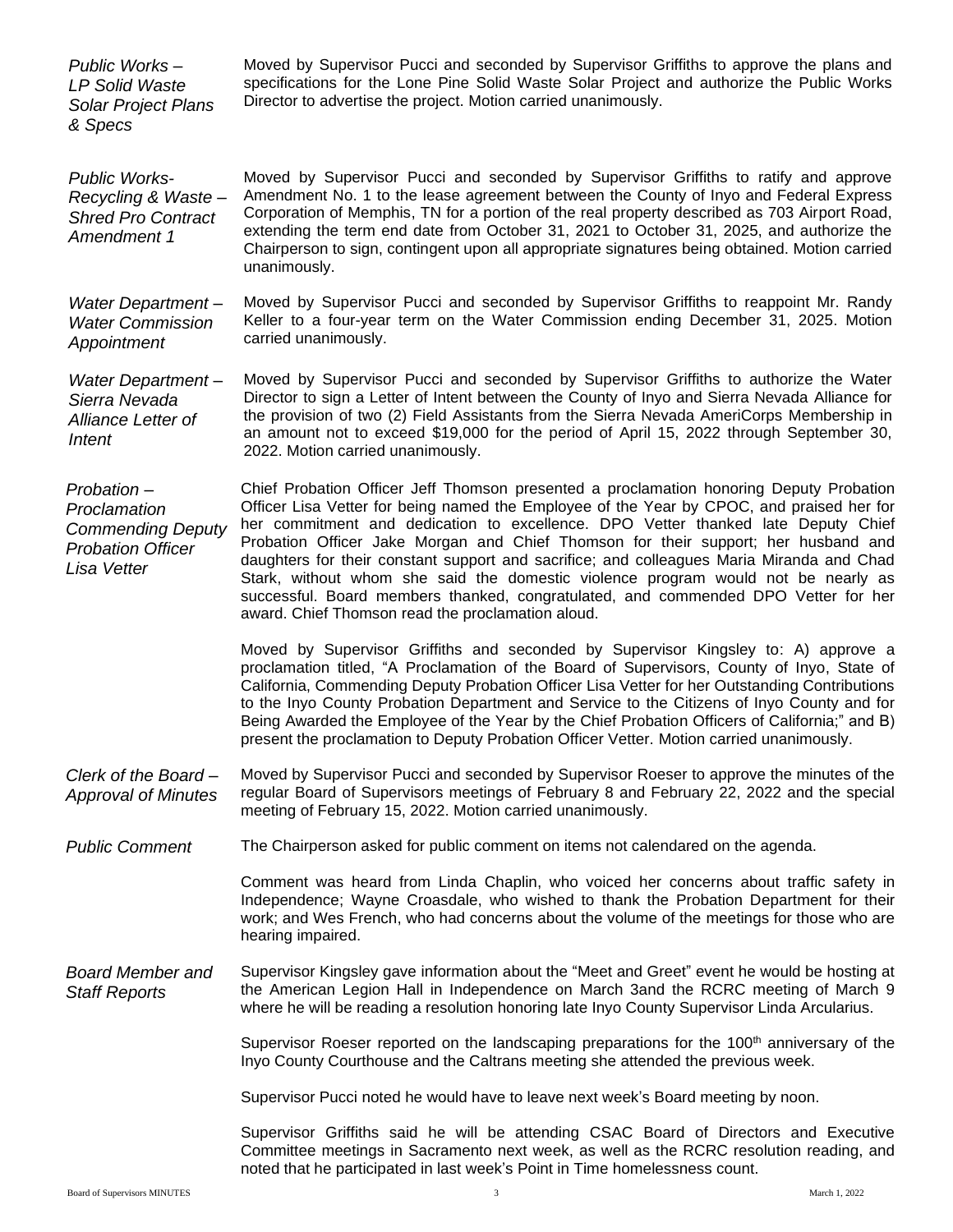*Public Works – LP Solid Waste Solar Project Plans & Specs*

Moved by Supervisor Pucci and seconded by Supervisor Griffiths to approve the plans and specifications for the Lone Pine Solid Waste Solar Project and authorize the Public Works Director to advertise the project. Motion carried unanimously.

*Public Works- Recycling & Waste – Shred Pro Contract Amendment 1*

Moved by Supervisor Pucci and seconded by Supervisor Griffiths to ratify and approve Amendment No. 1 to the lease agreement between the County of Inyo and Federal Express Corporation of Memphis, TN for a portion of the real property described as 703 Airport Road, extending the term end date from October 31, 2021 to October 31, 2025, and authorize the Chairperson to sign, contingent upon all appropriate signatures being obtained. Motion carried unanimously.

*Water Department – Water Commission Appointment*

Moved by Supervisor Pucci and seconded by Supervisor Griffiths to reappoint Mr. Randy Keller to a four-year term on the Water Commission ending December 31, 2025. Motion carried unanimously.

*Water Department – Sierra Nevada Alliance Letter of Intent*

Moved by Supervisor Pucci and seconded by Supervisor Griffiths to authorize the Water Director to sign a Letter of Intent between the County of Inyo and Sierra Nevada Alliance for the provision of two (2) Field Assistants from the Sierra Nevada AmeriCorps Membership in an amount not to exceed $19,000 for the period of April 15, 2022 through September 30, 2022. Motion carried unanimously.

*Probation – Proclamation Commending Deputy Probation Officer Lisa Vetter*

Chief Probation Officer Jeff Thomson presented a proclamation honoring Deputy Probation Officer Lisa Vetter for being named the Employee of the Year by CPOC, and praised her for her commitment and dedication to excellence. DPO Vetter thanked late Deputy Chief Probation Officer Jake Morgan and Chief Thomson for their support; her husband and daughters for their constant support and sacrifice; and colleagues Maria Miranda and Chad Stark, without whom she said the domestic violence program would not be nearly as successful. Board members thanked, congratulated, and commended DPO Vetter for her award. Chief Thomson read the proclamation aloud.

Moved by Supervisor Griffiths and seconded by Supervisor Kingsley to: A) approve a proclamation titled, "A Proclamation of the Board of Supervisors, County of Inyo, State of California, Commending Deputy Probation Officer Lisa Vetter for her Outstanding Contributions to the Inyo County Probation Department and Service to the Citizens of Inyo County and for Being Awarded the Employee of the Year by the Chief Probation Officers of California;" and B) present the proclamation to Deputy Probation Officer Vetter. Motion carried unanimously.

*Clerk of the Board – Approval of Minutes*

Moved by Supervisor Pucci and seconded by Supervisor Roeser to approve the minutes of the regular Board of Supervisors meetings of February 8 and February 22, 2022 and the special meeting of February 15, 2022. Motion carried unanimously.

*Public Comment*

The Chairperson asked for public comment on items not calendared on the agenda.

Comment was heard from Linda Chaplin, who voiced her concerns about traffic safety in Independence; Wayne Croasdale, who wished to thank the Probation Department for their work; and Wes French, who had concerns about the volume of the meetings for those who are hearing impaired.

*Board Member and Staff Reports*

Supervisor Kingsley gave information about the "Meet and Greet" event he would be hosting at the American Legion Hall in Independence on March 3and the RCRC meeting of March 9 where he will be reading a resolution honoring late Inyo County Supervisor Linda Arcularius.

Supervisor Roeser reported on the landscaping preparations for the 100th anniversary of the Inyo County Courthouse and the Caltrans meeting she attended the previous week.

Supervisor Pucci noted he would have to leave next week's Board meeting by noon.

Supervisor Griffiths said he will be attending CSAC Board of Directors and Executive Committee meetings in Sacramento next week, as well as the RCRC resolution reading, and noted that he participated in last week's Point in Time homelessness count.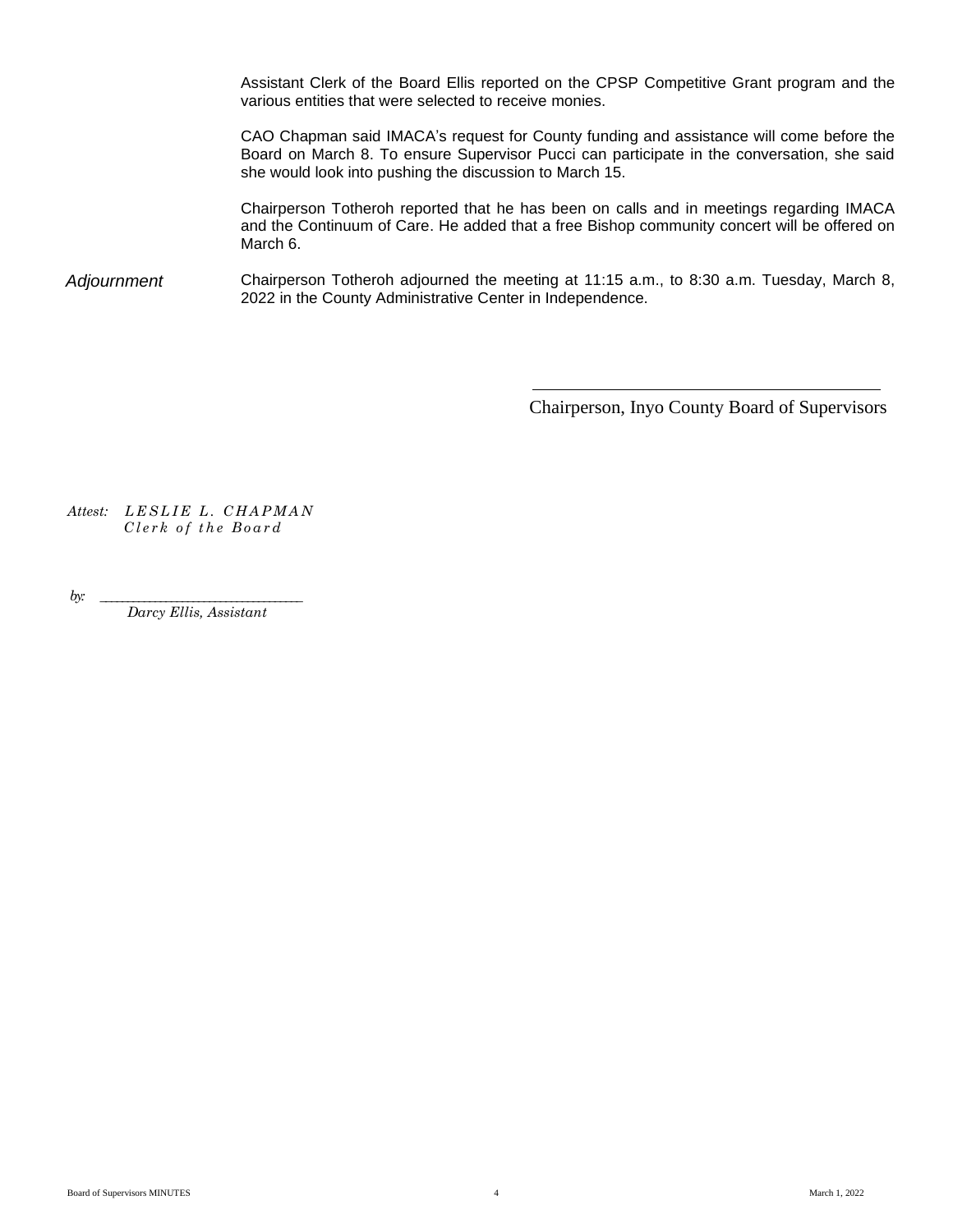Assistant Clerk of the Board Ellis reported on the CPSP Competitive Grant program and the various entities that were selected to receive monies.

CAO Chapman said IMACA's request for County funding and assistance will come before the Board on March 8. To ensure Supervisor Pucci can participate in the conversation, she said she would look into pushing the discussion to March 15.

Chairperson Totheroh reported that he has been on calls and in meetings regarding IMACA and the Continuum of Care. He added that a free Bishop community concert will be offered on March 6.

*Adjournment*

Chairperson Totheroh adjourned the meeting at 11:15 a.m., to 8:30 a.m. Tuesday, March 8, 2022 in the County Administrative Center in Independence.

\_\_\_\_\_\_\_\_\_\_\_\_\_\_\_\_\_\_\_\_\_\_\_\_\_\_\_\_\_\_\_\_\_\_\_\_\_\_\_\_

Chairperson, Inyo County Board of Supervisors

*Attest: LESLIE L. CHAPMAN*
*Clerk of the Board*

*by:* \_\_\_\_\_\_\_\_\_\_\_\_\_\_\_\_\_\_\_\_\_\_\_\_\_\_\_\_\_\_
*Darcy Ellis, Assistant*